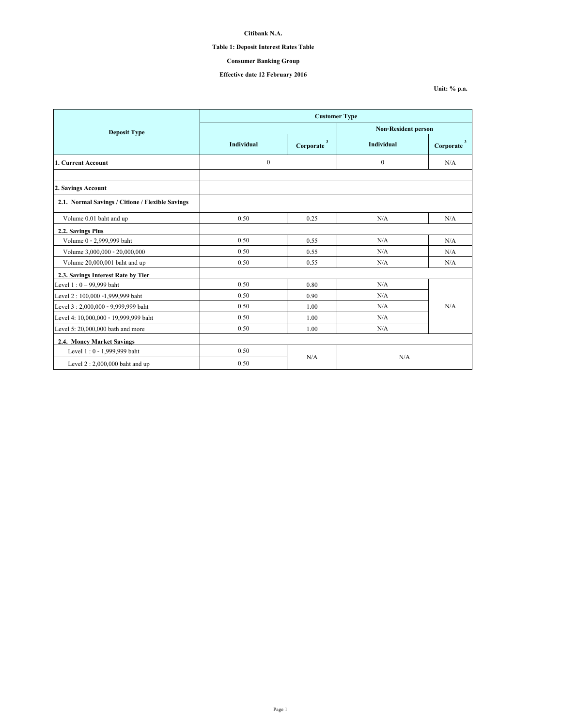**Citibank N.A.**

**Table 1: Deposit Interest Rates Table**

**Consumer Banking Group**

**Effective date 12 February 2016**

**Unit: % p.a.**

| Deposit Type | Customer Type | | | |
|---|---|---|---|---|
| | | | Non-Resident person | |
| | Individual | Corporate [3] | Individual | Corporate [3] |
| **1. Current Account** | 0 | | 0 | N/A |
| | | | | |
| **2. Savings Account** | | | | |
| **2.1. Normal Savings / Citione / Flexible Savings** | | | | |
| Volume 0.01 baht and up | 0.50 | 0.25 | N/A | N/A |
| **2.2. Savings Plus** | | | | |
| Volume 0 - 2,999,999 baht | 0.50 | 0.55 | N/A | N/A |
| Volume 3,000,000 - 20,000,000 | 0.50 | 0.55 | N/A | N/A |
| Volume 20,000,001 baht and up | 0.50 | 0.55 | N/A | N/A |
| **2.3. Savings Interest Rate by Tier** | | | | |
| Level 1 : 0 – 99,999 baht | 0.50 | 0.80 | N/A | N/A |
| Level 2 : 100,000 -1,999,999 baht | 0.50 | 0.90 | N/A | |
| Level 3 : 2,000,000 - 9,999,999 baht | 0.50 | 1.00 | N/A | |
| Level 4: 10,000,000 - 19,999,999 baht | 0.50 | 1.00 | N/A | |
| Level 5: 20,000,000 bath and more | 0.50 | 1.00 | N/A | |
| **2.4. Money Market Savings** | | | | |
| Level 1 : 0 - 1,999,999 baht | 0.50 | N/A | N/A | |
| Level 2 : 2,000,000 baht and up | 0.50 | | | |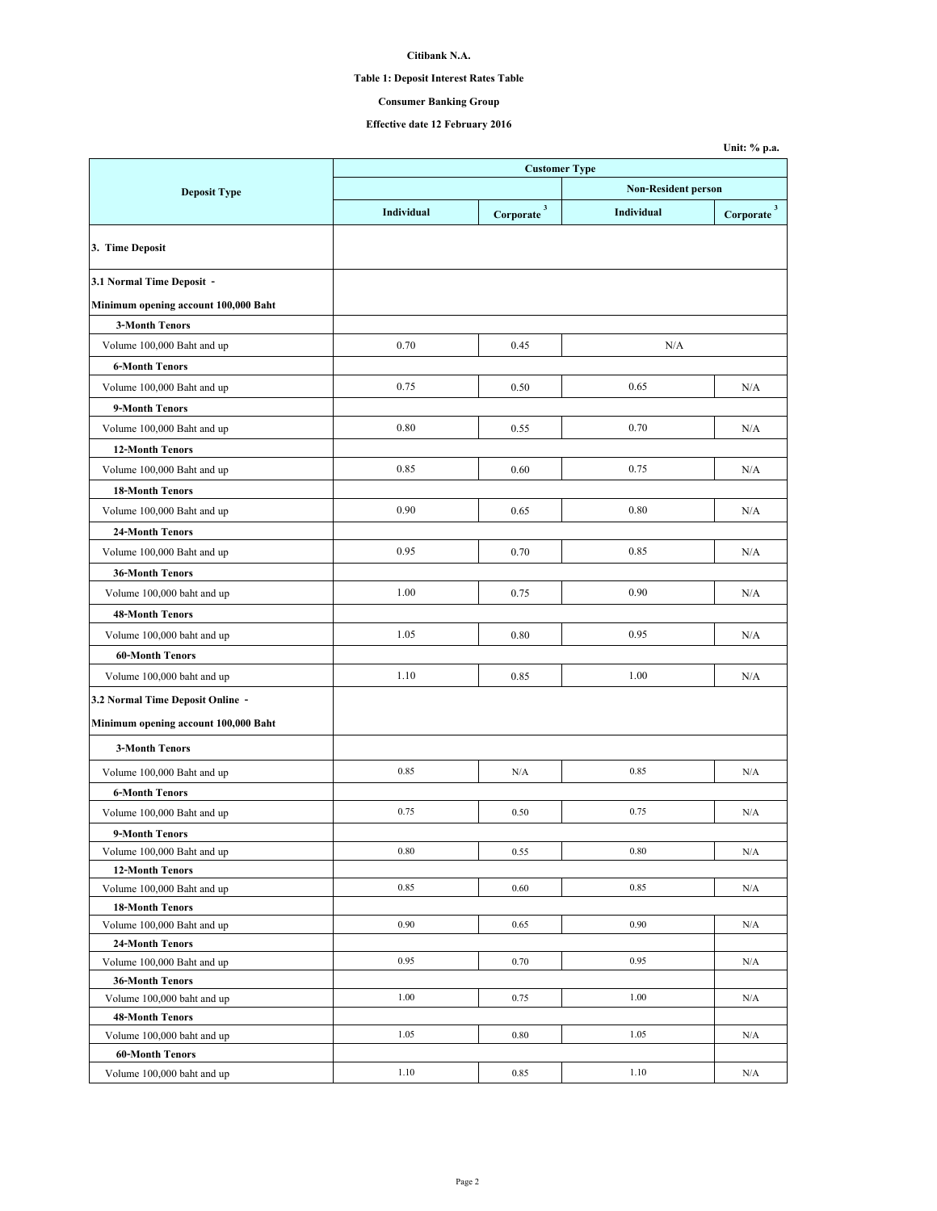**Citibank N.A.**

**Table 1: Deposit Interest Rates Table**

**Consumer Banking Group**

**Effective date 12 February 2016**

**Unit: % p.a.**

| Deposit Type | Customer Type | | | |
|---|---|---|---|---|
| | | | Non-Resident person | |
| | Individual | Corporate [3] | Individual | Corporate [3] |
| **3. Time Deposit** | | | | |
| **3.1 Normal Time Deposit - Minimum opening account 100,000 Baht** | | | | |
| **3-Month Tenors** | | | | |
| Volume 100,000 Baht and up | 0.70 | 0.45 | N/A | |
| **6-Month Tenors** | | | | |
| Volume 100,000 Baht and up | 0.75 | 0.50 | 0.65 | N/A |
| **9-Month Tenors** | | | | |
| Volume 100,000 Baht and up | 0.80 | 0.55 | 0.70 | N/A |
| **12-Month Tenors** | | | | |
| Volume 100,000 Baht and up | 0.85 | 0.60 | 0.75 | N/A |
| **18-Month Tenors** | | | | |
| Volume 100,000 Baht and up | 0.90 | 0.65 | 0.80 | N/A |
| **24-Month Tenors** | | | | |
| Volume 100,000 Baht and up | 0.95 | 0.70 | 0.85 | N/A |
| **36-Month Tenors** | | | | |
| Volume 100,000 baht and up | 1.00 | 0.75 | 0.90 | N/A |
| **48-Month Tenors** | | | | |
| Volume 100,000 baht and up | 1.05 | 0.80 | 0.95 | N/A |
| **60-Month Tenors** | | | | |
| Volume 100,000 baht and up | 1.10 | 0.85 | 1.00 | N/A |
| **3.2 Normal Time Deposit Online - Minimum opening account 100,000 Baht** | | | | |
| **3-Month Tenors** | | | | |
| Volume 100,000 Baht and up | 0.85 | N/A | 0.85 | N/A |
| **6-Month Tenors** | | | | |
| Volume 100,000 Baht and up | 0.75 | 0.50 | 0.75 | N/A |
| **9-Month Tenors** | | | | |
| Volume 100,000 Baht and up | 0.80 | 0.55 | 0.80 | N/A |
| **12-Month Tenors** | | | | |
| Volume 100,000 Baht and up | 0.85 | 0.60 | 0.85 | N/A |
| **18-Month Tenors** | | | | |
| Volume 100,000 Baht and up | 0.90 | 0.65 | 0.90 | N/A |
| **24-Month Tenors** | | | | |
| Volume 100,000 Baht and up | 0.95 | 0.70 | 0.95 | N/A |
| **36-Month Tenors** | | | | |
| Volume 100,000 baht and up | 1.00 | 0.75 | 1.00 | N/A |
| **48-Month Tenors** | | | | |
| Volume 100,000 baht and up | 1.05 | 0.80 | 1.05 | N/A |
| **60-Month Tenors** | | | | |
| Volume 100,000 baht and up | 1.10 | 0.85 | 1.10 | N/A |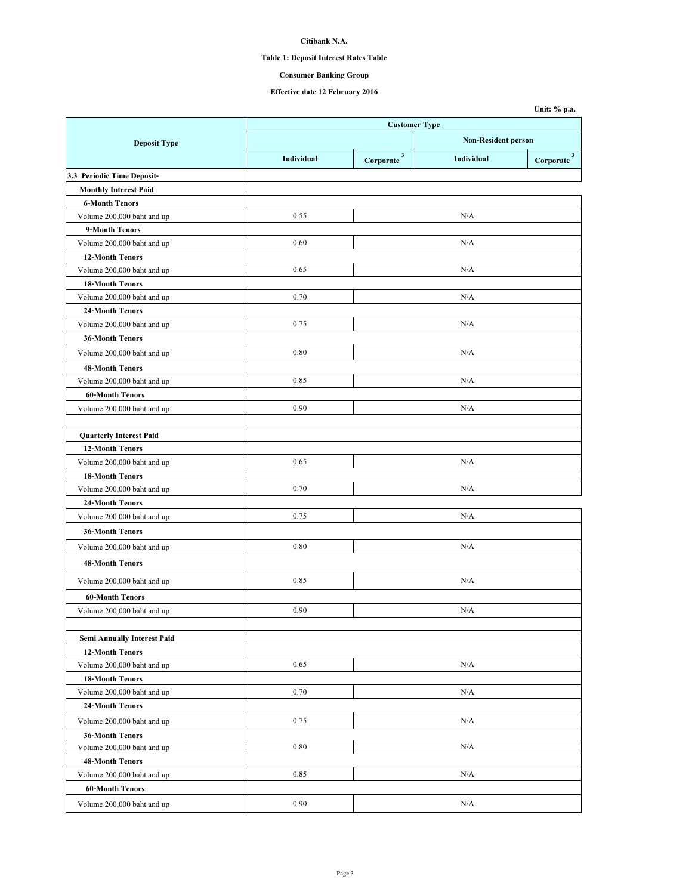**Citibank N.A.**

**Table 1: Deposit Interest Rates Table**

**Consumer Banking Group**

**Effective date 12 February 2016**

**Unit: % p.a.**

| Deposit Type | Customer Type | | | |
|---|---|---|---|---|
| | | | Non-Resident person | |
| | Individual | Corporate [3] | Individual | Corporate [3] |
| **3.3 Periodic Time Deposit-** | | | | |
| **Monthly Interest Paid** | | | | |
| **6-Month Tenors** | | | | |
| Volume 200,000 baht and up | 0.55 | N/A | | |
| **9-Month Tenors** | | | | |
| Volume 200,000 baht and up | 0.60 | N/A | | |
| **12-Month Tenors** | | | | |
| Volume 200,000 baht and up | 0.65 | N/A | | |
| **18-Month Tenors** | | | | |
| Volume 200,000 baht and up | 0.70 | N/A | | |
| **24-Month Tenors** | | | | |
| Volume 200,000 baht and up | 0.75 | N/A | | |
| **36-Month Tenors** | | | | |
| Volume 200,000 baht and up | 0.80 | N/A | | |
| **48-Month Tenors** | | | | |
| Volume 200,000 baht and up | 0.85 | N/A | | |
| **60-Month Tenors** | | | | |
| Volume 200,000 baht and up | 0.90 | N/A | | |
| | | | | |
| **Quarterly Interest Paid** | | | | |
| **12-Month Tenors** | | | | |
| Volume 200,000 baht and up | 0.65 | N/A | | |
| **18-Month Tenors** | | | | |
| Volume 200,000 baht and up | 0.70 | N/A | | |
| **24-Month Tenors** | | | | |
| Volume 200,000 baht and up | 0.75 | N/A | | |
| **36-Month Tenors** | | | | |
| Volume 200,000 baht and up | 0.80 | N/A | | |
| **48-Month Tenors** | | | | |
| Volume 200,000 baht and up | 0.85 | N/A | | |
| **60-Month Tenors** | | | | |
| Volume 200,000 baht and up | 0.90 | N/A | | |
| | | | | |
| **Semi Annually Interest Paid** | | | | |
| **12-Month Tenors** | | | | |
| Volume 200,000 baht and up | 0.65 | N/A | | |
| **18-Month Tenors** | | | | |
| Volume 200,000 baht and up | 0.70 | N/A | | |
| **24-Month Tenors** | | | | |
| Volume 200,000 baht and up | 0.75 | N/A | | |
| **36-Month Tenors** | | | | |
| Volume 200,000 baht and up | 0.80 | N/A | | |
| **48-Month Tenors** | | | | |
| Volume 200,000 baht and up | 0.85 | N/A | | |
| **60-Month Tenors** | | | | |
| Volume 200,000 baht and up | 0.90 | N/A | | |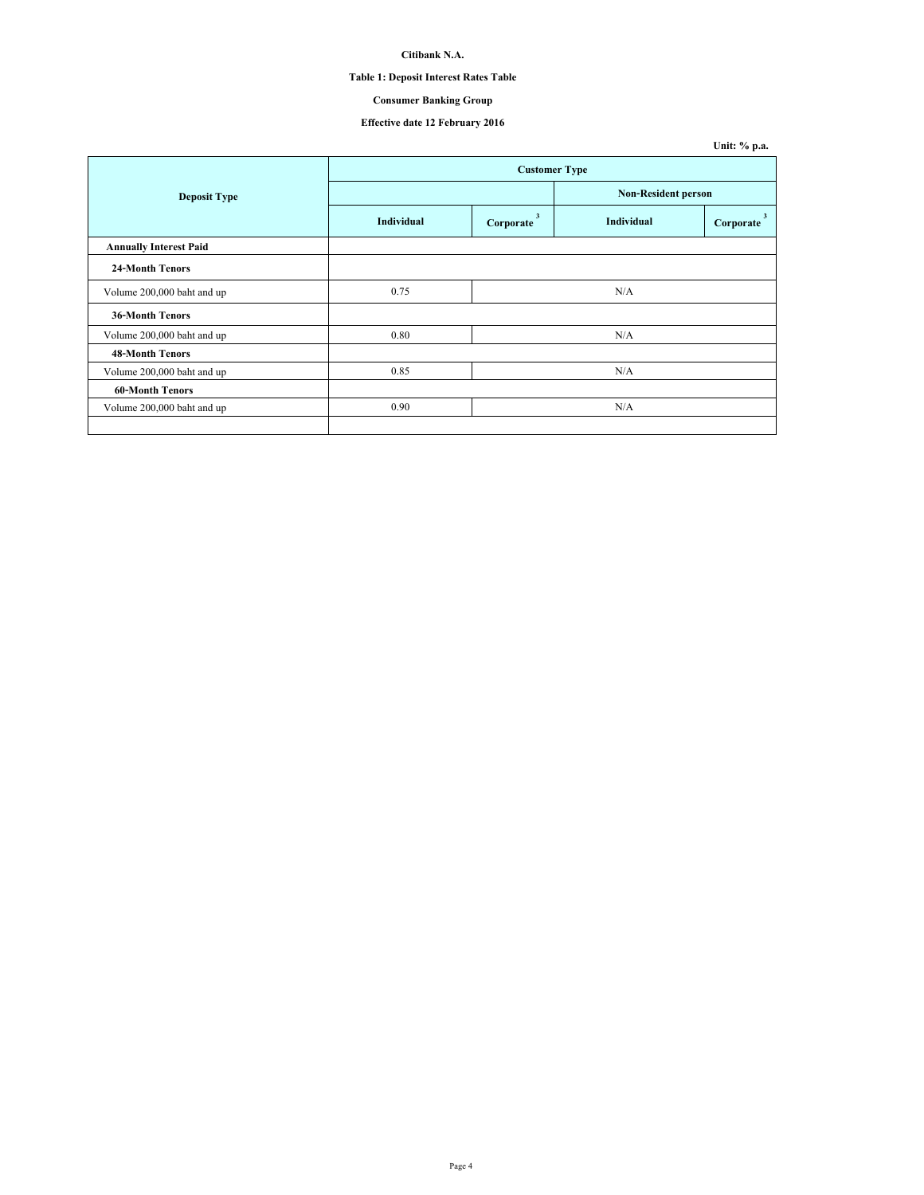**Citibank N.A.**

**Table 1: Deposit Interest Rates Table**

**Consumer Banking Group**

**Effective date 12 February 2016**

**Unit: % p.a.**

| Deposit Type | Customer Type | | | |
|---|---|---|---|---|
| | | | Non-Resident person | |
| | Individual | Corporate [3] | Individual | Corporate [3] |
| **Annually Interest Paid** | | | | |
| **24-Month Tenors** | | | | |
| Volume 200,000 baht and up | 0.75 | N/A | | |
| **36-Month Tenors** | | | | |
| Volume 200,000 baht and up | 0.80 | N/A | | |
| **48-Month Tenors** | | | | |
| Volume 200,000 baht and up | 0.85 | N/A | | |
| **60-Month Tenors** | | | | |
| Volume 200,000 baht and up | 0.90 | N/A | | |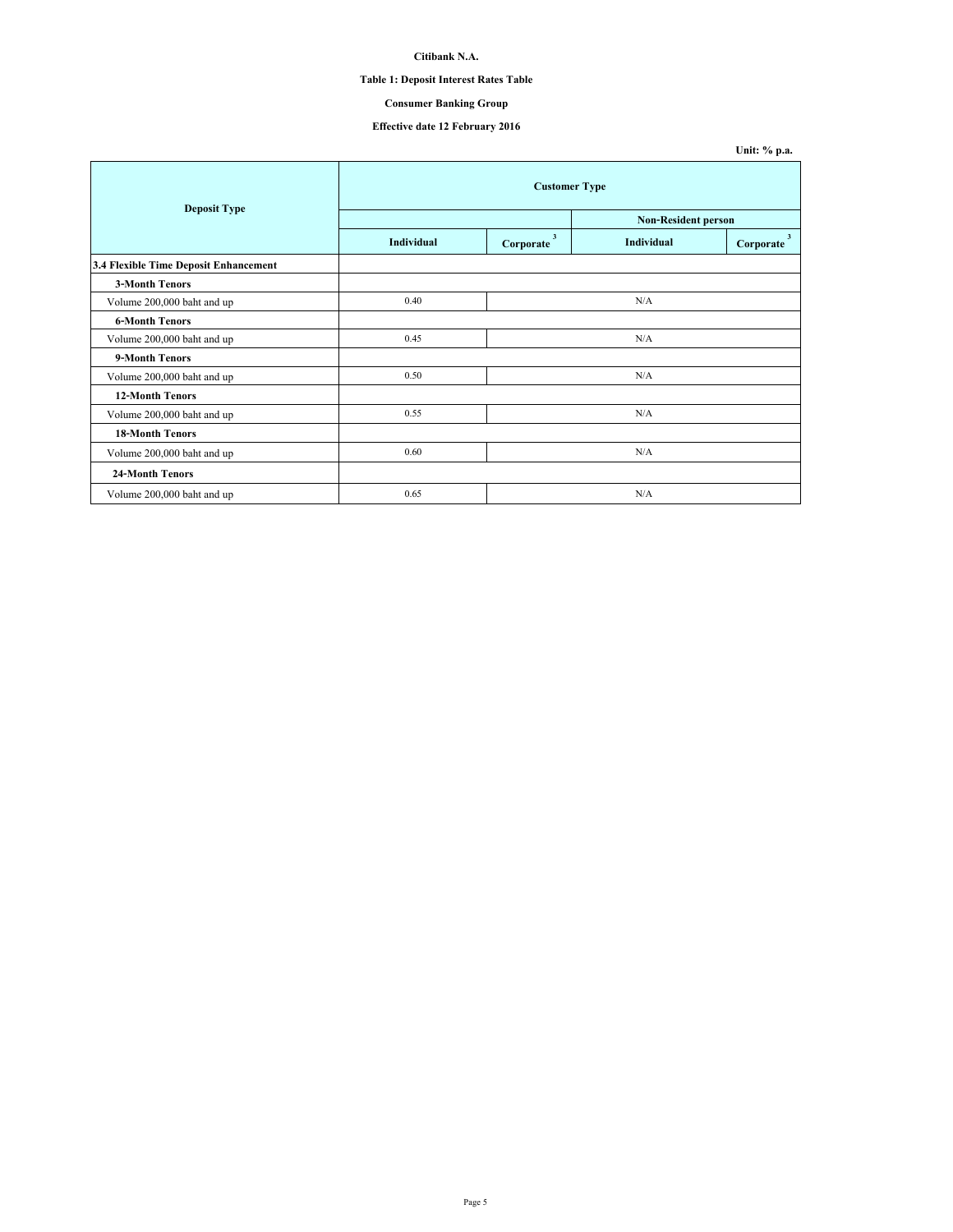**Citibank N.A.**

**Table 1: Deposit Interest Rates Table**

**Consumer Banking Group**

**Effective date 12 February 2016**

Unit: % p.a.

| Deposit Type | Customer Type | | | |
|---|---|---|---|---|
| | | | Non-Resident person | |
| | Individual | Corporate [3] | Individual | Corporate [3] |
| **3.4 Flexible Time Deposit Enhancement** | | | | |
| **3-Month Tenors** | | | | |
| Volume 200,000 baht and up | 0.40 | N/A | | |
| **6-Month Tenors** | | | | |
| Volume 200,000 baht and up | 0.45 | N/A | | |
| **9-Month Tenors** | | | | |
| Volume 200,000 baht and up | 0.50 | N/A | | |
| **12-Month Tenors** | | | | |
| Volume 200,000 baht and up | 0.55 | N/A | | |
| **18-Month Tenors** | | | | |
| Volume 200,000 baht and up | 0.60 | N/A | | |
| **24-Month Tenors** | | | | |
| Volume 200,000 baht and up | 0.65 | N/A | | |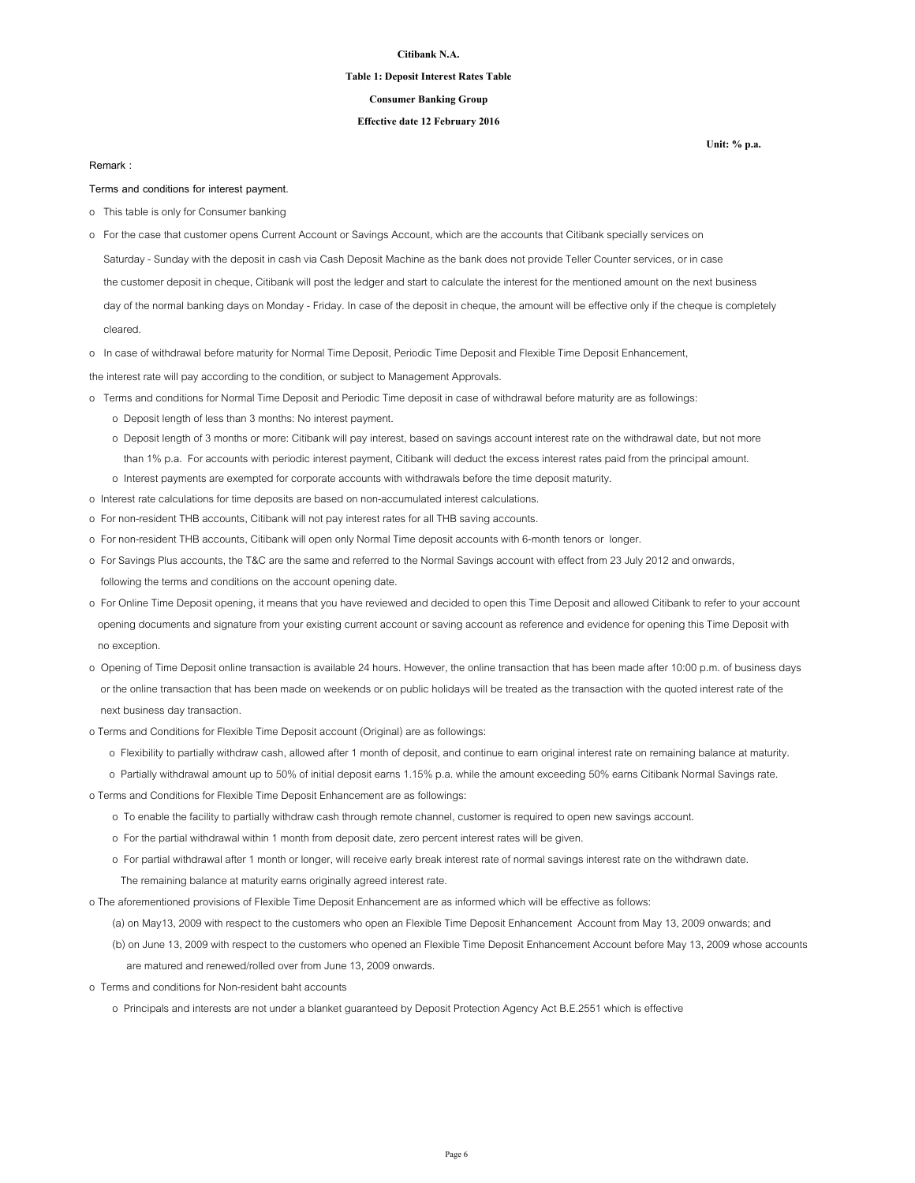**Citibank N.A.**

**Table 1: Deposit Interest Rates Table**

**Consumer Banking Group**

**Effective date 12 February 2016**

**Unit: % p.a.**

Remark :

Terms and conditions for interest payment.

- This table is only for Consumer banking
- For the case that customer opens Current Account or Savings Account, which are the accounts that Citibank specially services on Saturday - Sunday with the deposit in cash via Cash Deposit Machine as the bank does not provide Teller Counter services, or in case the customer deposit in cheque, Citibank will post the ledger and start to calculate the interest for the mentioned amount on the next business day of the normal banking days on Monday - Friday. In case of the deposit in cheque, the amount will be effective only if the cheque is completely cleared.
- In case of withdrawal before maturity for Normal Time Deposit, Periodic Time Deposit and Flexible Time Deposit Enhancement, the interest rate will pay according to the condition, or subject to Management Approvals.
- Terms and conditions for Normal Time Deposit and Periodic Time deposit in case of withdrawal before maturity are as followings:
  - Deposit length of less than 3 months: No interest payment.
  - Deposit length of 3 months or more: Citibank will pay interest, based on savings account interest rate on the withdrawal date, but not more than 1% p.a. For accounts with periodic interest payment, Citibank will deduct the excess interest rates paid from the principal amount.
  - Interest payments are exempted for corporate accounts with withdrawals before the time deposit maturity.
- Interest rate calculations for time deposits are based on non-accumulated interest calculations.
- For non-resident THB accounts, Citibank will not pay interest rates for all THB saving accounts.
- For non-resident THB accounts, Citibank will open only Normal Time deposit accounts with 6-month tenors or longer.
- For Savings Plus accounts, the T&C are the same and referred to the Normal Savings account with effect from 23 July 2012 and onwards, following the terms and conditions on the account opening date.
- For Online Time Deposit opening, it means that you have reviewed and decided to open this Time Deposit and allowed Citibank to refer to your account opening documents and signature from your existing current account or saving account as reference and evidence for opening this Time Deposit with no exception.
- Opening of Time Deposit online transaction is available 24 hours. However, the online transaction that has been made after 10:00 p.m. of business days or the online transaction that has been made on weekends or on public holidays will be treated as the transaction with the quoted interest rate of the next business day transaction.
- Terms and Conditions for Flexible Time Deposit account (Original) are as followings:
  - Flexibility to partially withdraw cash, allowed after 1 month of deposit, and continue to earn original interest rate on remaining balance at maturity.
  - Partially withdrawal amount up to 50% of initial deposit earns 1.15% p.a. while the amount exceeding 50% earns Citibank Normal Savings rate.
- Terms and Conditions for Flexible Time Deposit Enhancement are as followings:
  - To enable the facility to partially withdraw cash through remote channel, customer is required to open new savings account.
  - For the partial withdrawal within 1 month from deposit date, zero percent interest rates will be given.
  - For partial withdrawal after 1 month or longer, will receive early break interest rate of normal savings interest rate on the withdrawn date. The remaining balance at maturity earns originally agreed interest rate.
- The aforementioned provisions of Flexible Time Deposit Enhancement are as informed which will be effective as follows:
  - (a) on May13, 2009 with respect to the customers who open an Flexible Time Deposit Enhancement Account from May 13, 2009 onwards; and
  - (b) on June 13, 2009 with respect to the customers who opened an Flexible Time Deposit Enhancement Account before May 13, 2009 whose accounts are matured and renewed/rolled over from June 13, 2009 onwards.
- Terms and conditions for Non-resident baht accounts
  - Principals and interests are not under a blanket guaranteed by Deposit Protection Agency Act B.E.2551 which is effective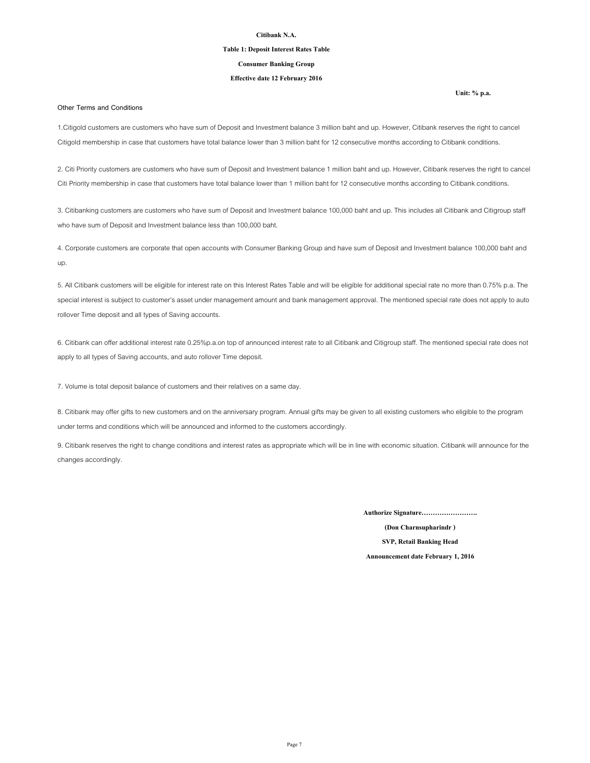**Citibank N.A.**

**Table 1: Deposit Interest Rates Table**

**Consumer Banking Group**

**Effective date 12 February 2016**

**Unit: % p.a.**

Other Terms and Conditions

1.Citigold customers are customers who have sum of Deposit and Investment balance 3 million baht and up. However, Citibank reserves the right to cancel Citigold membership in case that customers have total balance lower than 3 million baht for 12 consecutive months according to Citibank conditions.

2. Citi Priority customers are customers who have sum of Deposit and Investment balance 1 million baht and up. However, Citibank reserves the right to cancel Citi Priority membership in case that customers have total balance lower than 1 million baht for 12 consecutive months according to Citibank conditions.

3. Citibanking customers are customers who have sum of Deposit and Investment balance 100,000 baht and up. This includes all Citibank and Citigroup staff who have sum of Deposit and Investment balance less than 100,000 baht.

4. Corporate customers are corporate that open accounts with Consumer Banking Group and have sum of Deposit and Investment balance 100,000 baht and up.

5. All Citibank customers will be eligible for interest rate on this Interest Rates Table and will be eligible for additional special rate no more than 0.75% p.a. The special interest is subject to customer's asset under management amount and bank management approval. The mentioned special rate does not apply to auto rollover Time deposit and all types of Saving accounts.

6. Citibank can offer additional interest rate 0.25%p.a.on top of announced interest rate to all Citibank and Citigroup staff. The mentioned special rate does not apply to all types of Saving accounts, and auto rollover Time deposit.

7. Volume is total deposit balance of customers and their relatives on a same day.

8. Citibank may offer gifts to new customers and on the anniversary program. Annual gifts may be given to all existing customers who eligible to the program under terms and conditions which will be announced and informed to the customers accordingly.

9. Citibank reserves the right to change conditions and interest rates as appropriate which will be in line with economic situation. Citibank will announce for the changes accordingly.

**Authorize Signature…………………….**

**(Don Charnsupharindr )**

**SVP, Retail Banking Head**

**Announcement date February 1, 2016**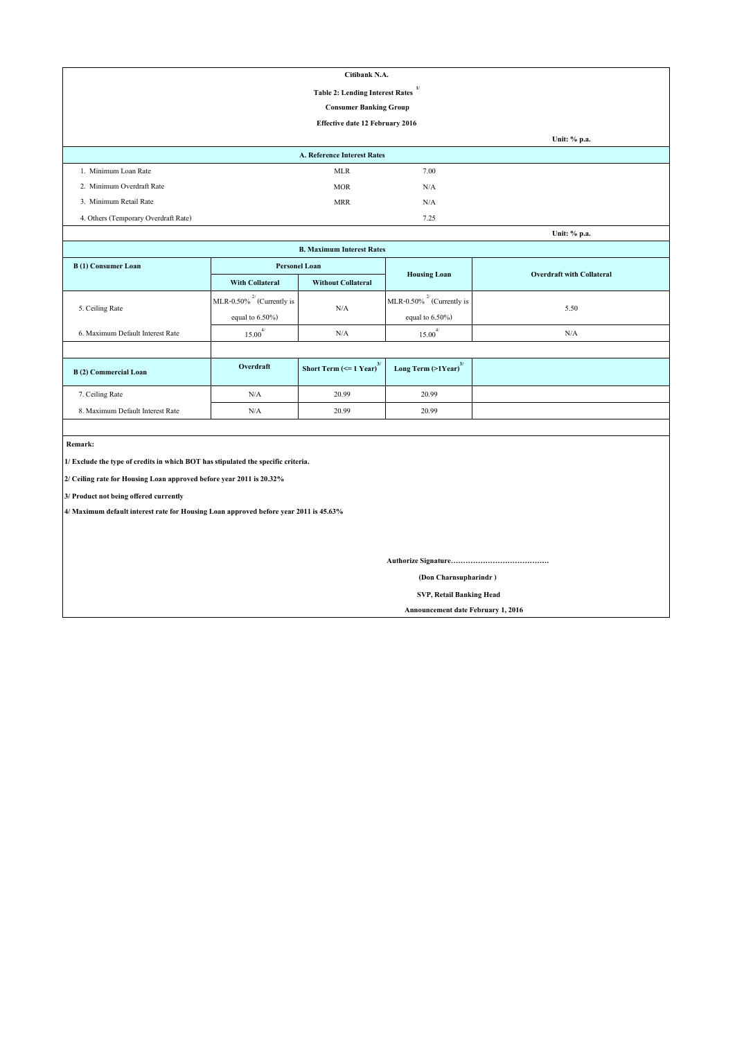**Citibank N.A.**

**Table 2: Lending Interest Rates [1/]**

**Consumer Banking Group**

**Effective date 12 February 2016**

**Unit: % p.a.**

**A. Reference Interest Rates**

| | | |
|---|---|---|
| 1. Minimum Loan Rate | MLR | 7.00 |
| 2. Minimum Overdraft Rate | MOR | N/A |
| 3. Minimum Retail Rate | MRR | N/A |
| 4. Others (Temporary Overdraft Rate) | | 7.25 |

**Unit: % p.a.**

**B. Maximum Interest Rates**

| **B (1) Consumer Loan** | **Personel Loan** | | **Housing Loan** | **Overdraft with Collateral** |
|---|---|---|---|---|
| | **With Collateral** | **Without Collateral** | | |
| 5. Ceiling Rate | MLR-0.50% [2/] (Currently is equal to 6.50%) | N/A | MLR-0.50% [2/] (Currently is equal to 6.50%) | 5.50 |
| 6. Maximum Default Interest Rate | 15.00 [4/] | N/A | 15.00 [4/] | N/A |

| **B (2) Commercial Loan** | **Overdraft** | **Short Term (<= 1 Year)** [3/] | **Long Term (>1Year)** [3/] |
|---|---|---|---|
| 7. Ceiling Rate | N/A | 20.99 | 20.99 |
| 8. Maximum Default Interest Rate | N/A | 20.99 | 20.99 |

**Remark:**

**1/ Exclude the type of credits in which BOT has stipulated the specific criteria.**

**2/ Ceiling rate for Housing Loan approved before year 2011 is 20.32%**

**3/ Product not being offered currently**

**4/ Maximum default interest rate for Housing Loan approved before year 2011 is 45.63%**

**Authorize Signature…………………………………**

**(Don Charnsupharindr )**

**SVP, Retail Banking Head**

**Announcement date February 1, 2016**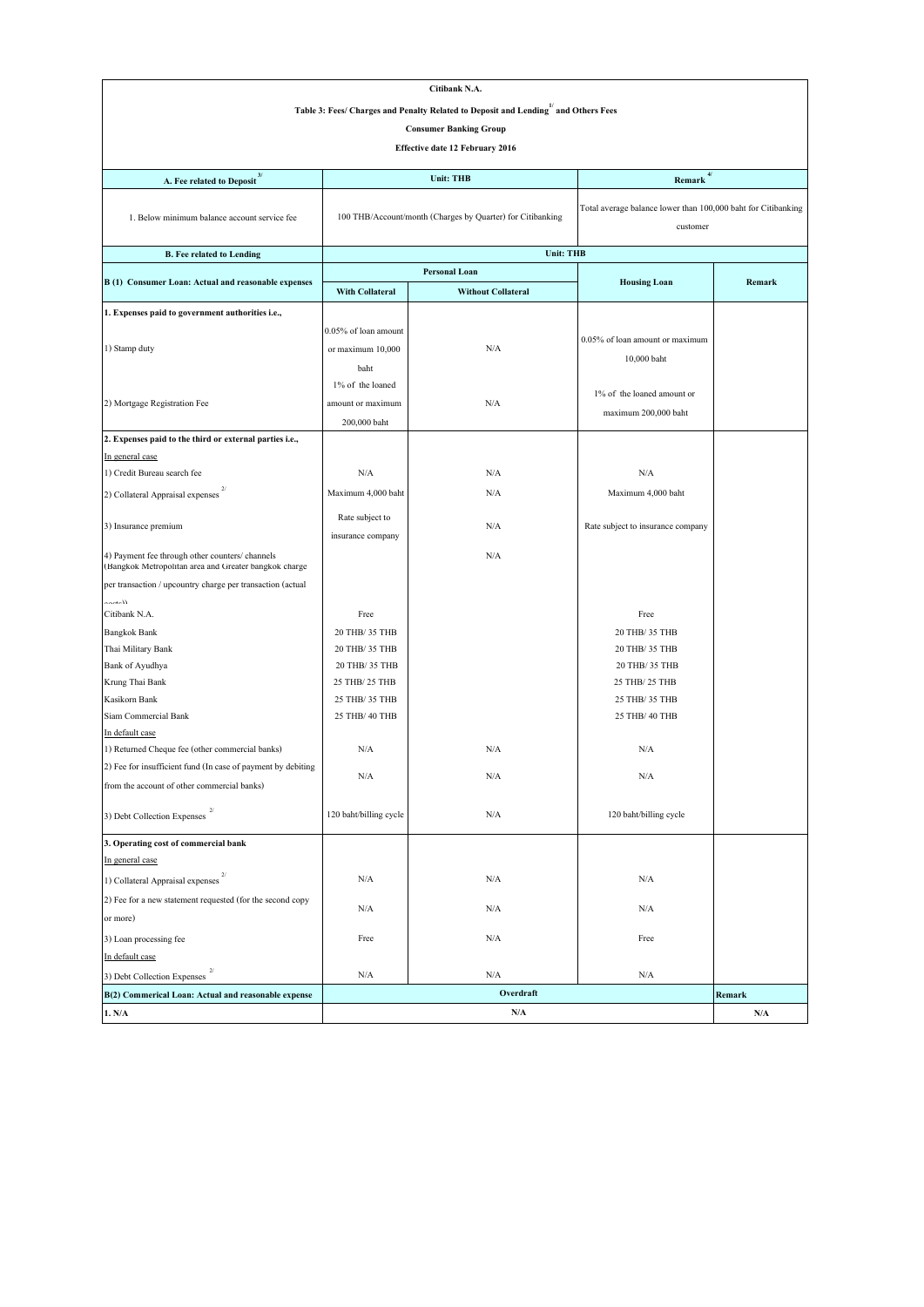**Citibank N.A.**

**Table 3: Fees/ Charges and Penalty Related to Deposit and Lending [1/] and Others Fees**

**Consumer Banking Group**

**Effective date 12 February 2016**

| A. Fee related to Deposit [3/] | Unit: THB | Remark [4/] |
|---|---|---|
| 1. Below minimum balance account service fee | 100 THB/Account/month (Charges by Quarter) for Citibanking | Total average balance lower than 100,000 baht for Citibanking customer |

| B. Fee related to Lending | Unit: THB | | | |
|---|---|---|---|---|
| **B (1) Consumer Loan: Actual and reasonable expenses** | **Personal Loan** | | **Housing Loan** | **Remark** |
| | **With Collateral** | **Without Collateral** | | |
| **1. Expenses paid to government authorities i.e.,** | | | | |
| 1) Stamp duty | 0.05% of loan amount or maximum 10,000 baht | N/A | 0.05% of loan amount or maximum 10,000 baht | |
| 2) Mortgage Registration Fee | 1% of the loaned amount or maximum 200,000 baht | N/A | 1% of the loaned amount or maximum 200,000 baht | |
| **2. Expenses paid to the third or external parties i.e.,** | | | | |
| In general case | | | | |
| 1) Credit Bureau search fee | N/A | N/A | N/A | |
| 2) Collateral Appraisal expenses [2/] | Maximum 4,000 baht | N/A | Maximum 4,000 baht | |
| 3) Insurance premium | Rate subject to insurance company | N/A | Rate subject to insurance company | |
| 4) Payment fee through other counters/ channels (Bangkok Metropolitan area and Greater bangkok charge per transaction / upcountry charge per transaction (actual costs)) | | N/A | | |
| Citibank N.A. | Free | | Free | |
| Bangkok Bank | 20 THB/ 35 THB | | 20 THB/ 35 THB | |
| Thai Military Bank | 20 THB/ 35 THB | | 20 THB/ 35 THB | |
| Bank of Ayudhya | 20 THB/ 35 THB | | 20 THB/ 35 THB | |
| Krung Thai Bank | 25 THB/ 25 THB | | 25 THB/ 25 THB | |
| Kasikorn Bank | 25 THB/ 35 THB | | 25 THB/ 35 THB | |
| Siam Commercial Bank | 25 THB/ 40 THB | | 25 THB/ 40 THB | |
| In default case | | | | |
| 1) Returned Cheque fee (other commercial banks) | N/A | N/A | N/A | |
| 2) Fee for insufficient fund (In case of payment by debiting from the account of other commercial banks) | N/A | N/A | N/A | |
| 3) Debt Collection Expenses [2/] | 120 baht/billing cycle | N/A | 120 baht/billing cycle | |
| **3. Operating cost of commercial bank** | | | | |
| In general case | | | | |
| 1) Collateral Appraisal expenses [2/] | N/A | N/A | N/A | |
| 2) Fee for a new statement requested (for the second copy or more) | N/A | N/A | N/A | |
| 3) Loan processing fee | Free | N/A | Free | |
| In default case | | | | |
| 3) Debt Collection Expenses [2/] | N/A | N/A | N/A | |
| **B(2) Commerical Loan: Actual and reasonable expense** | **Overdraft** | | | **Remark** |
| **1. N/A** | **N/A** | | | **N/A** |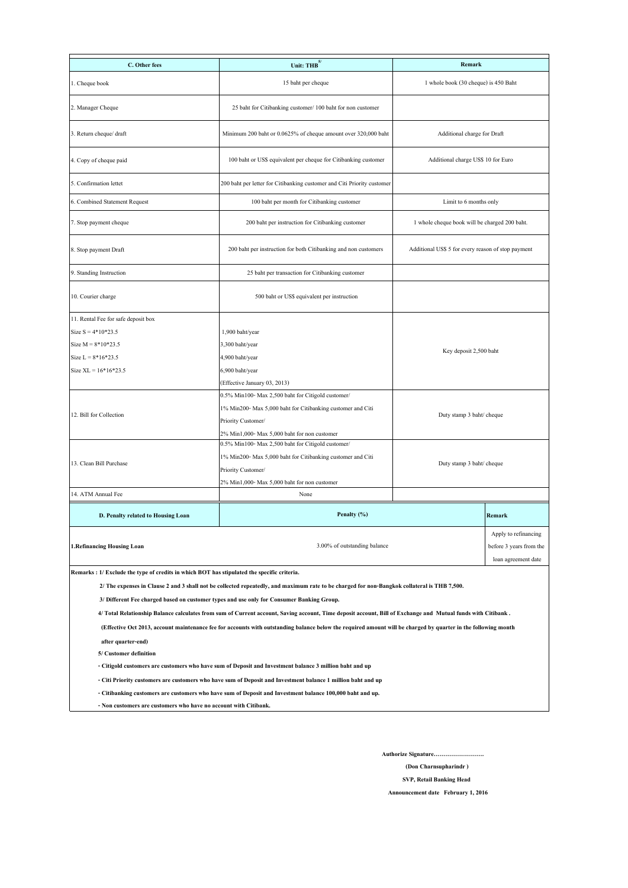| C. Other fees | Unit: THB[5/] | Remark |
|---|---|---|
| 1. Cheque book | 15 baht per cheque | 1 whole book (30 cheque) is 450 Baht |
| 2. Manager Cheque | 25 baht for Citibanking customer/ 100 baht for non customer | |
| 3. Return cheque/ draft | Minimum 200 baht or 0.0625% of cheque amount over 320,000 baht | Additional charge for Draft |
| 4. Copy of cheque paid | 100 baht or US$ equivalent per cheque for Citibanking customer | Additional charge US$ 10 for Euro |
| 5. Confirmation lettet | 200 baht per letter for Citibanking customer and Citi Priority customer | |
| 6. Combined Statement Request | 100 baht per month for Citibanking customer | Limit to 6 months only |
| 7. Stop payment cheque | 200 baht per instruction for Citibanking customer | 1 whole cheque book will be charged 200 baht. |
| 8. Stop payment Draft | 200 baht per instruction for both Citibanking and non customers | Additional US$ 5 for every reason of stop payment |
| 9. Standing Instruction | 25 baht per transaction for Citibanking customer | |
| 10. Courier charge | 500 baht or US$ equivalent per instruction | |
| 11. Rental Fee for safe deposit box<br>Size S = 4*10*23.5<br>Size M = 8*10*23.5<br>Size L = 8*16*23.5<br>Size XL = 16*16*23.5 | <br>1,900 baht/year<br>3,300 baht/year<br>4,900 baht/year<br>6,900 baht/year<br>(Effective January 03, 2013) | Key deposit 2,500 baht |
| 12. Bill for Collection | 0.5% Min100- Max 2,500 baht for Citigold customer/<br>1% Min200- Max 5,000 baht for Citibanking customer and Citi Priority Customer/<br>2% Min1,000- Max 5,000 baht for non customer | Duty stamp 3 baht/ cheque |
| 13. Clean Bill Purchase | 0.5% Min100- Max 2,500 baht for Citigold customer/<br>1% Min200- Max 5,000 baht for Citibanking customer and Citi Priority Customer/<br>2% Min1,000- Max 5,000 baht for non customer | Duty stamp 3 baht/ cheque |
| 14. ATM Annual Fee | None | |

| D. Penalty related to Housing Loan | Penalty (%) | Remark |
|---|---|---|
| **1.Refinancing Housing Loan** | 3.00% of outstanding balance | Apply to refinancing before 3 years from the loan agreement date |

**Remarks : 1/ Exclude the type of credits in which BOT has stipulated the specific criteria.**

**2/ The expenses in Clause 2 and 3 shall not be collected repeatedly, and maximum rate to be charged for non-Bangkok collateral is THB 7,500.**

**3/ Different Fee charged based on customer types and use only for Consumer Banking Group.**

**4/ Total Relationship Balance calculates from sum of Current account, Saving account, Time deposit account, Bill of Exchange and Mutual funds with Citibank .**

**(Effective Oct 2013, account maintenance fee for accounts with outstanding balance below the required amount will be charged by quarter in the following month after quarter-end)**

**5/ Customer definition**

**- Citigold customers are customers who have sum of Deposit and Investment balance 3 million baht and up**

**- Citi Priority customers are customers who have sum of Deposit and Investment balance 1 million baht and up**

**- Citibanking customers are customers who have sum of Deposit and Investment balance 100,000 baht and up.**

**- Non customers are customers who have no account with Citibank.**

**Authorize Signature…………………….**

**(Don Charnsupharindr )**

**SVP, Retail Banking Head**

**Announcement date February 1, 2016**